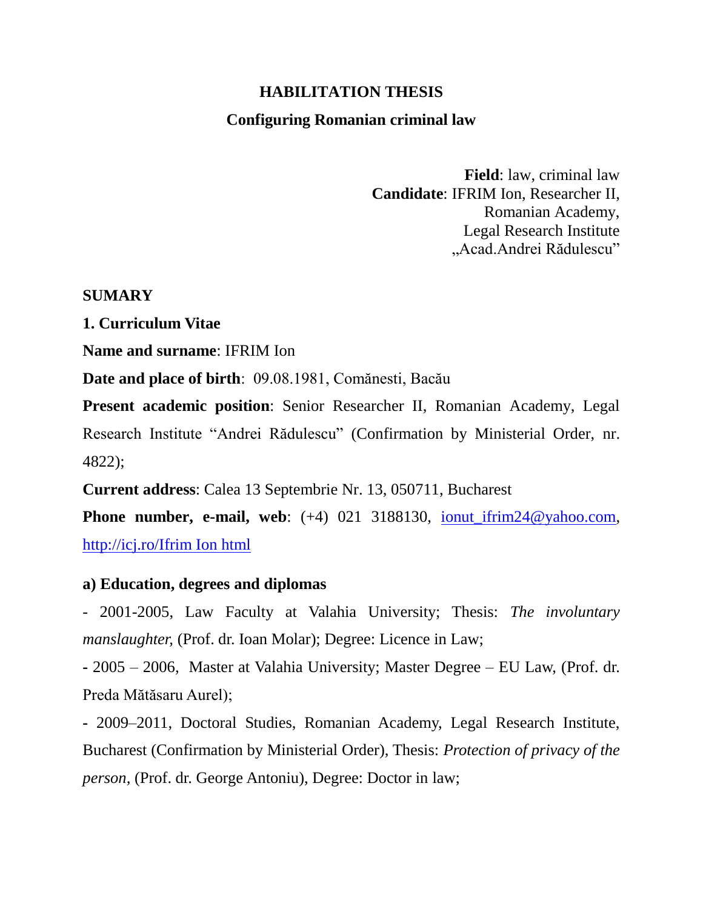# HABILITATION THESIS

## Configuring Romanian criminal law

**Field**: law, criminal law
**Candidate**: IFRIM Ion, Researcher II,
Romanian Academy,
Legal Research Institute
„Acad.Andrei Rădulescu"

**SUMARY**

**1. Curriculum Vitae**

**Name and surname**: IFRIM Ion

**Date and place of birth**: 09.08.1981, Comănesti, Bacău

**Present academic position**: Senior Researcher II, Romanian Academy, Legal Research Institute "Andrei Rădulescu" (Confirmation by Ministerial Order, nr. 4822);

**Current address**: Calea 13 Septembrie Nr. 13, 050711, Bucharest

**Phone number, e-mail, web**: (+4) 021 3188130, ionut_ifrim24@yahoo.com, http://icj.ro/Ifrim Ion html

**a) Education, degrees and diplomas**

- 2001-2005, Law Faculty at Valahia University; Thesis: *The involuntary manslaughter,* (Prof. dr. Ioan Molar); Degree: Licence in Law;

- 2005 – 2006, Master at Valahia University; Master Degree – EU Law, (Prof. dr. Preda Mătăsaru Aurel);

- 2009–2011, Doctoral Studies, Romanian Academy, Legal Research Institute, Bucharest (Confirmation by Ministerial Order), Thesis: *Protection of privacy of the person,* (Prof. dr. George Antoniu), Degree: Doctor in law;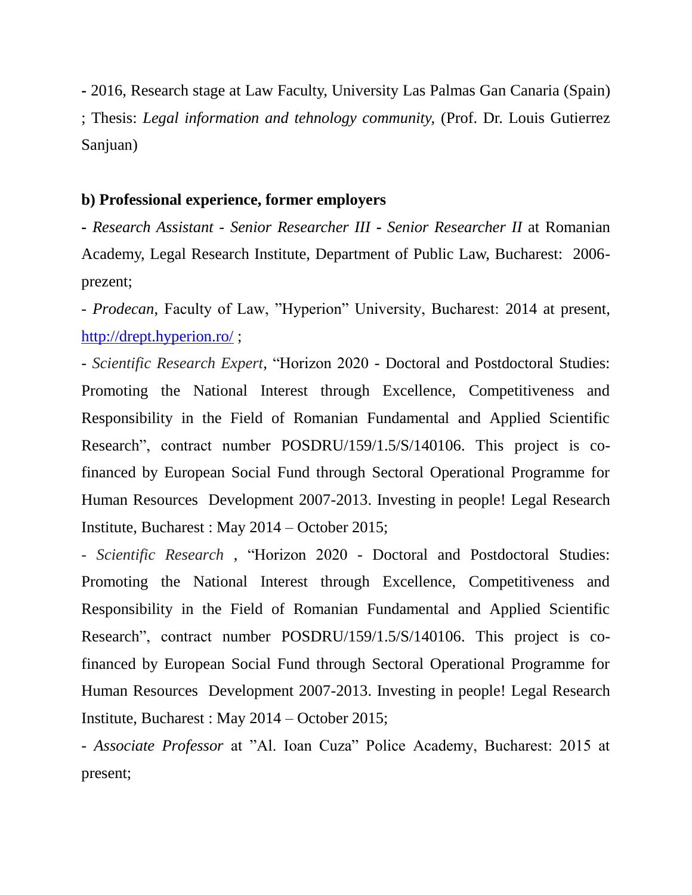- 2016, Research stage at Law Faculty, University Las Palmas Gan Canaria (Spain) ; Thesis: *Legal information and tehnology community,* (Prof. Dr. Louis Gutierrez Sanjuan)

**b) Professional experience, former employers**

- *Research Assistant - Senior Researcher III - Senior Researcher II* at Romanian Academy, Legal Research Institute, Department of Public Law, Bucharest: 2006-prezent;

- *Prodecan*, Faculty of Law, "Hyperion" University, Bucharest: 2014 at present, http://drept.hyperion.ro/ ;

- *Scientific Research Expert*, "Horizon 2020 - Doctoral and Postdoctoral Studies: Promoting the National Interest through Excellence, Competitiveness and Responsibility in the Field of Romanian Fundamental and Applied Scientific Research", contract number POSDRU/159/1.5/S/140106. This project is co-financed by European Social Fund through Sectoral Operational Programme for Human Resources Development 2007-2013. Investing in people! Legal Research Institute, Bucharest : May 2014 – October 2015;

- *Scientific Research* , "Horizon 2020 - Doctoral and Postdoctoral Studies: Promoting the National Interest through Excellence, Competitiveness and Responsibility in the Field of Romanian Fundamental and Applied Scientific Research", contract number POSDRU/159/1.5/S/140106. This project is co-financed by European Social Fund through Sectoral Operational Programme for Human Resources Development 2007-2013. Investing in people! Legal Research Institute, Bucharest : May 2014 – October 2015;

- *Associate Professor* at "Al. Ioan Cuza" Police Academy, Bucharest: 2015 at present;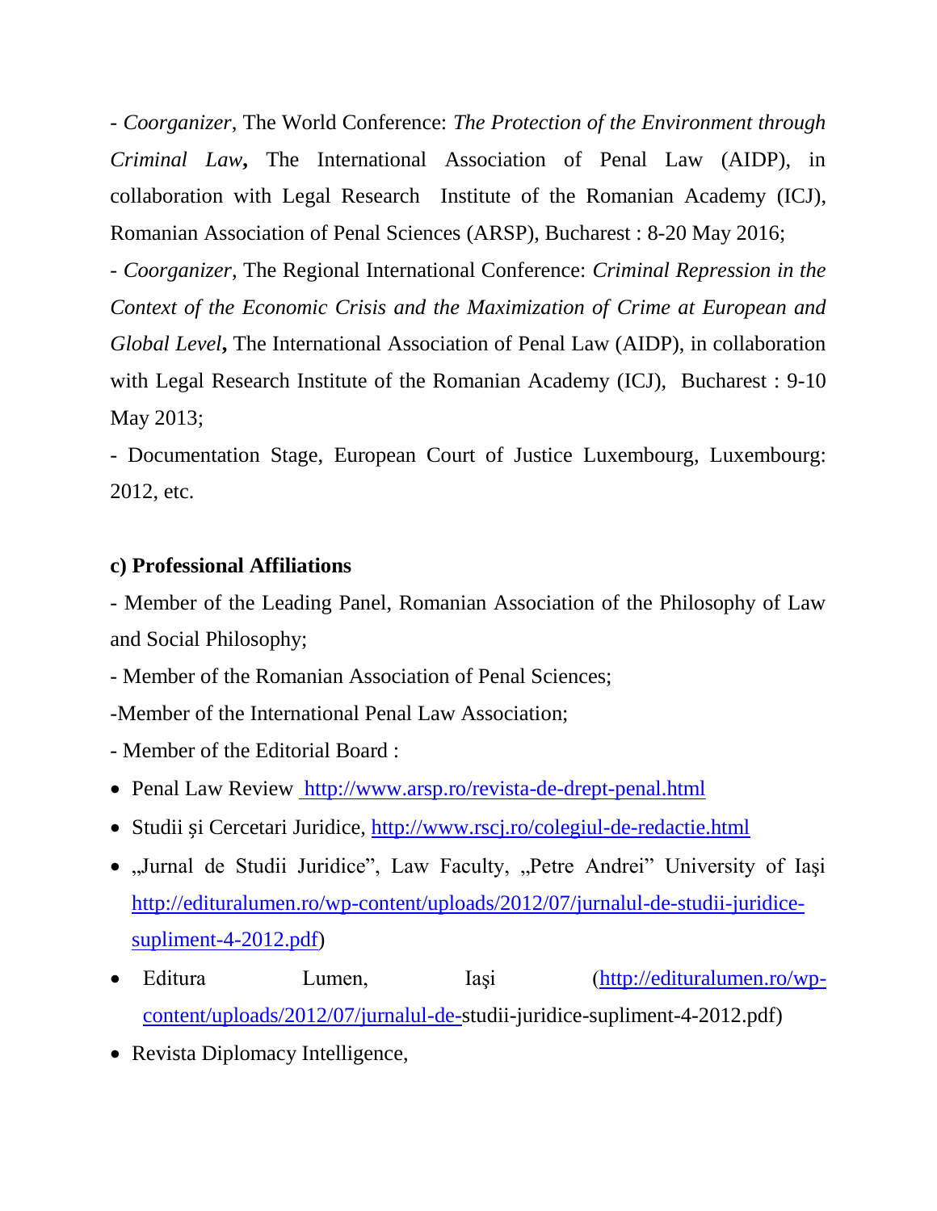- *Coorganizer*, The World Conference: *The Protection of the Environment through Criminal Law***,** The International Association of Penal Law (AIDP), in collaboration with Legal Research Institute of the Romanian Academy (ICJ), Romanian Association of Penal Sciences (ARSP), Bucharest : 8-20 May 2016;

- *Coorganizer*, The Regional International Conference: *Criminal Repression in the Context of the Economic Crisis and the Maximization of Crime at European and Global Level***,** The International Association of Penal Law (AIDP), in collaboration with Legal Research Institute of the Romanian Academy (ICJ), Bucharest : 9-10 May 2013;

- Documentation Stage, European Court of Justice Luxembourg, Luxembourg: 2012, etc.

**c) Professional Affiliations**

- Member of the Leading Panel, Romanian Association of the Philosophy of Law and Social Philosophy;

- Member of the Romanian Association of Penal Sciences;

-Member of the International Penal Law Association;

- Member of the Editorial Board :

- Penal Law Review http://www.arsp.ro/revista-de-drept-penal.html
- Studii și Cercetari Juridice, http://www.rscj.ro/colegiul-de-redactie.html
- „Jurnal de Studii Juridice", Law Faculty, „Petre Andrei" University of Iaşi http://edituralumen.ro/wp-content/uploads/2012/07/jurnalul-de-studii-juridice-supliment-4-2012.pdf)
- Editura Lumen, Iaşi (http://edituralumen.ro/wp-content/uploads/2012/07/jurnalul-de-studii-juridice-supliment-4-2012.pdf)
- Revista Diplomacy Intelligence,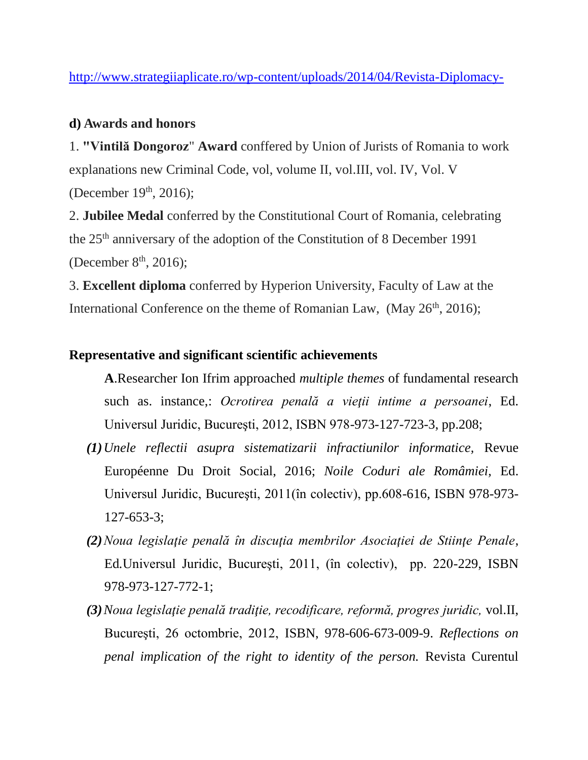http://www.strategiiaplicate.ro/wp-content/uploads/2014/04/Revista-Diplomacy-

**d) Awards and honors**

1. **"Vintilă Dongoroz" Award** conffered by Union of Jurists of Romania to work explanations new Criminal Code, vol, volume II, vol.III, vol. IV, Vol. V (December 19th, 2016);

2. **Jubilee Medal** conferred by the Constitutional Court of Romania, celebrating the 25th anniversary of the adoption of the Constitution of 8 December 1991 (December 8th, 2016);

3. **Excellent diploma** conferred by Hyperion University, Faculty of Law at the International Conference on the theme of Romanian Law, (May 26th, 2016);

**Representative and significant scientific achievements**

**A**.Researcher Ion Ifrim approached *multiple themes* of fundamental research such as. instance,: *Ocrotirea penală a vieţii intime a persoanei*, Ed. Universul Juridic, Bucureşti, 2012, ISBN 978-973-127-723-3, pp.208;

***(1)*** *Unele reflectii asupra sistematizarii infractiunilor informatice,* Revue Européenne Du Droit Social, 2016; *Noile Coduri ale României*, Ed. Universul Juridic, Bucureşti, 2011(în colectiv), pp.608-616, ISBN 978-973-127-653-3;

***(2)*** *Noua legislaţie penală în discuţia membrilor Asociaţiei de Stiinţe Penale*, Ed.Universul Juridic, Bucureşti, 2011, (în colectiv), pp. 220-229, ISBN 978-973-127-772-1;

***(3)*** *Noua legislaţie penală tradiţie, recodificare, reformă, progres juridic,* vol.II, Bucureşti, 26 octombrie, 2012, ISBN, 978-606-673-009-9. *Reflections on penal implication of the right to identity of the person.* Revista Curentul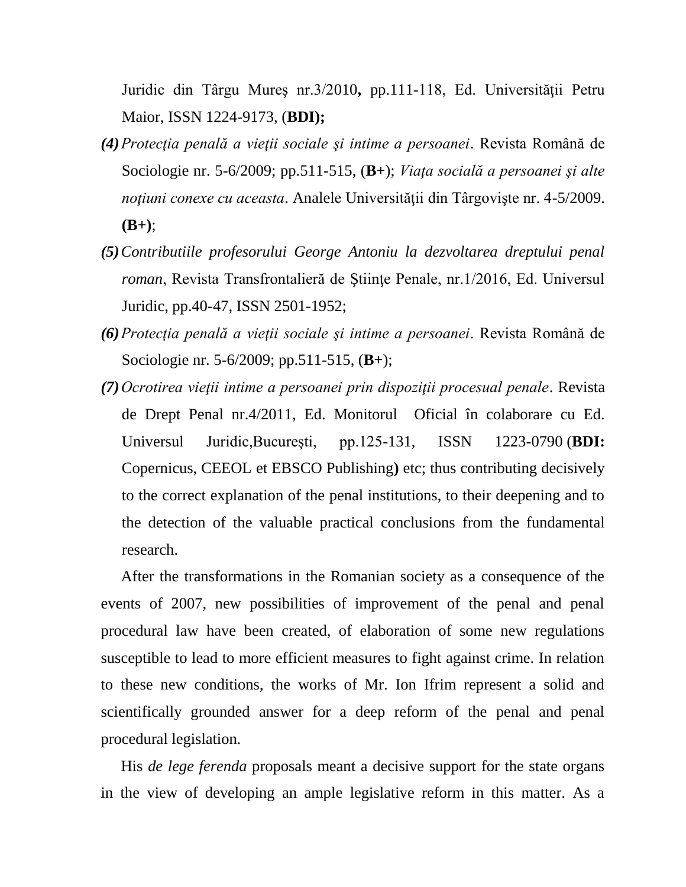Juridic din Târgu Mureş nr.3/2010**,** pp.111-118, Ed. Universităţii Petru Maior, ISSN 1224-9173, (**BDI);**

***(4)*** *Protecţia penală a vieţii sociale şi intime a persoanei*. Revista Română de Sociologie nr. 5-6/2009; pp.511-515, (**B+**); *Viaţa socială a persoanei şi alte noţiuni conexe cu aceasta*. Analele Universităţii din Târgovişte nr. 4-5/2009. **(B+)**;

***(5)*** *Contributiile profesorului George Antoniu la dezvoltarea dreptului penal roman*, Revista Transfrontalieră de Ştiinţe Penale, nr.1/2016, Ed. Universul Juridic, pp.40-47, ISSN 2501-1952;

***(6)*** *Protecţia penală a vieţii sociale şi intime a persoanei*. Revista Română de Sociologie nr. 5-6/2009; pp.511-515, (**B+**);

***(7)*** *Ocrotirea vieţii intime a persoanei prin dispoziţii procesual penale*. Revista de Drept Penal nr.4/2011, Ed. Monitorul Oficial în colaborare cu Ed. Universul Juridic,Bucureşti, pp.125-131, ISSN 1223-0790 (**BDI:** Copernicus, CEEOL et EBSCO Publishing**)** etc; thus contributing decisively to the correct explanation of the penal institutions, to their deepening and to the detection of the valuable practical conclusions from the fundamental research.

After the transformations in the Romanian society as a consequence of the events of 2007, new possibilities of improvement of the penal and penal procedural law have been created, of elaboration of some new regulations susceptible to lead to more efficient measures to fight against crime. In relation to these new conditions, the works of Mr. Ion Ifrim represent a solid and scientifically grounded answer for a deep reform of the penal and penal procedural legislation.

His *de lege ferenda* proposals meant a decisive support for the state organs in the view of developing an ample legislative reform in this matter. As a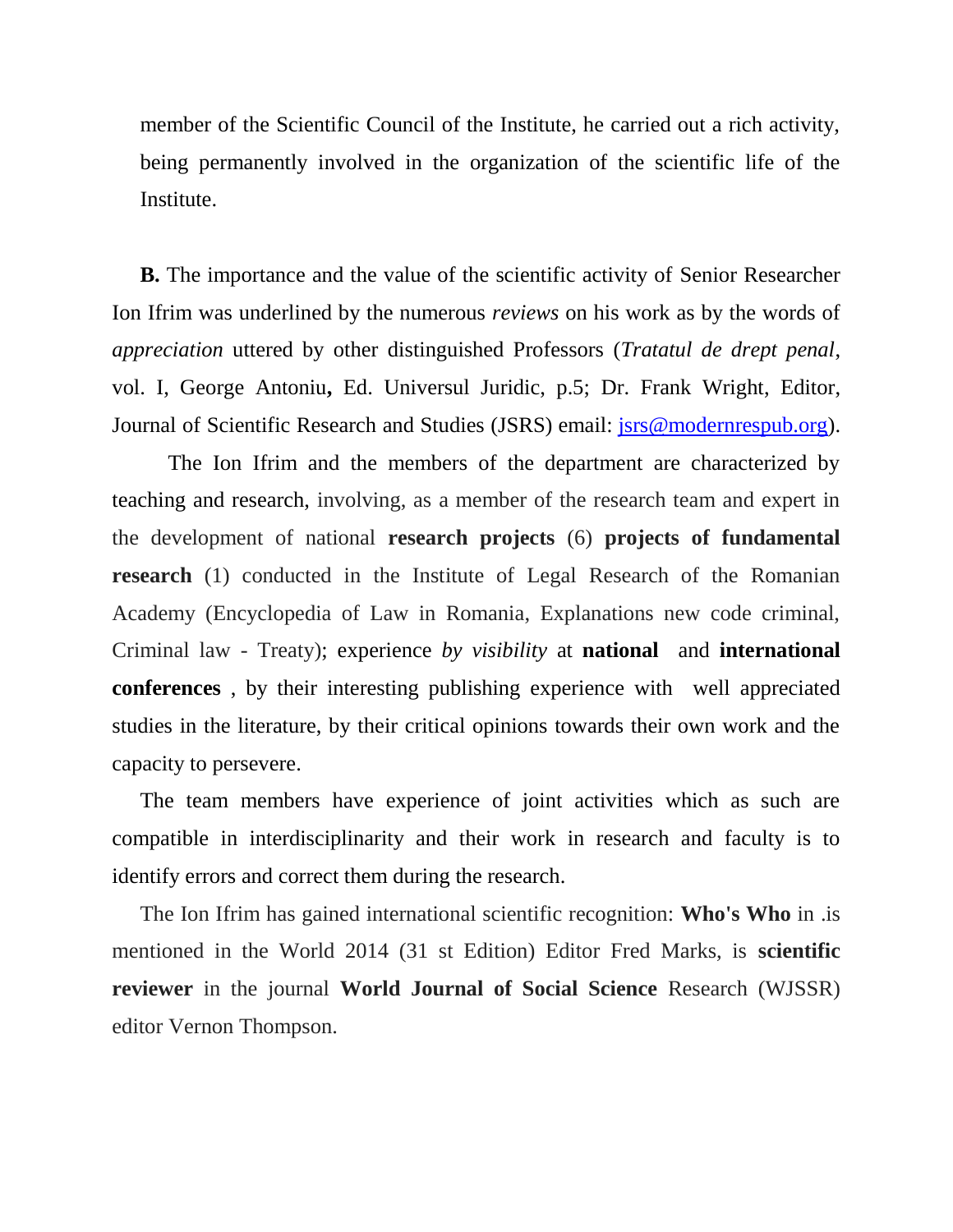member of the Scientific Council of the Institute, he carried out a rich activity, being permanently involved in the organization of the scientific life of the Institute.

**B.** The importance and the value of the scientific activity of Senior Researcher Ion Ifrim was underlined by the numerous *reviews* on his work as by the words of *appreciation* uttered by other distinguished Professors (*Tratatul de drept penal*, vol. I, George Antoniu**,** Ed. Universul Juridic, p.5; Dr. Frank Wright, Editor, Journal of Scientific Research and Studies (JSRS) email: jsrs@modernrespub.org).

The Ion Ifrim and the members of the department are characterized by teaching and research, involving, as a member of the research team and expert in the development of national **research projects** (6) **projects of fundamental research** (1) conducted in the Institute of Legal Research of the Romanian Academy (Encyclopedia of Law in Romania, Explanations new code criminal, Criminal law - Treaty); experience *by visibility* at **national** and **international conferences** , by their interesting publishing experience with well appreciated studies in the literature, by their critical opinions towards their own work and the capacity to persevere.

The team members have experience of joint activities which as such are compatible in interdisciplinarity and their work in research and faculty is to identify errors and correct them during the research.

The Ion Ifrim has gained international scientific recognition: **Who's Who** in .is mentioned in the World 2014 (31 st Edition) Editor Fred Marks, is **scientific reviewer** in the journal **World Journal of Social Science** Research (WJSSR) editor Vernon Thompson.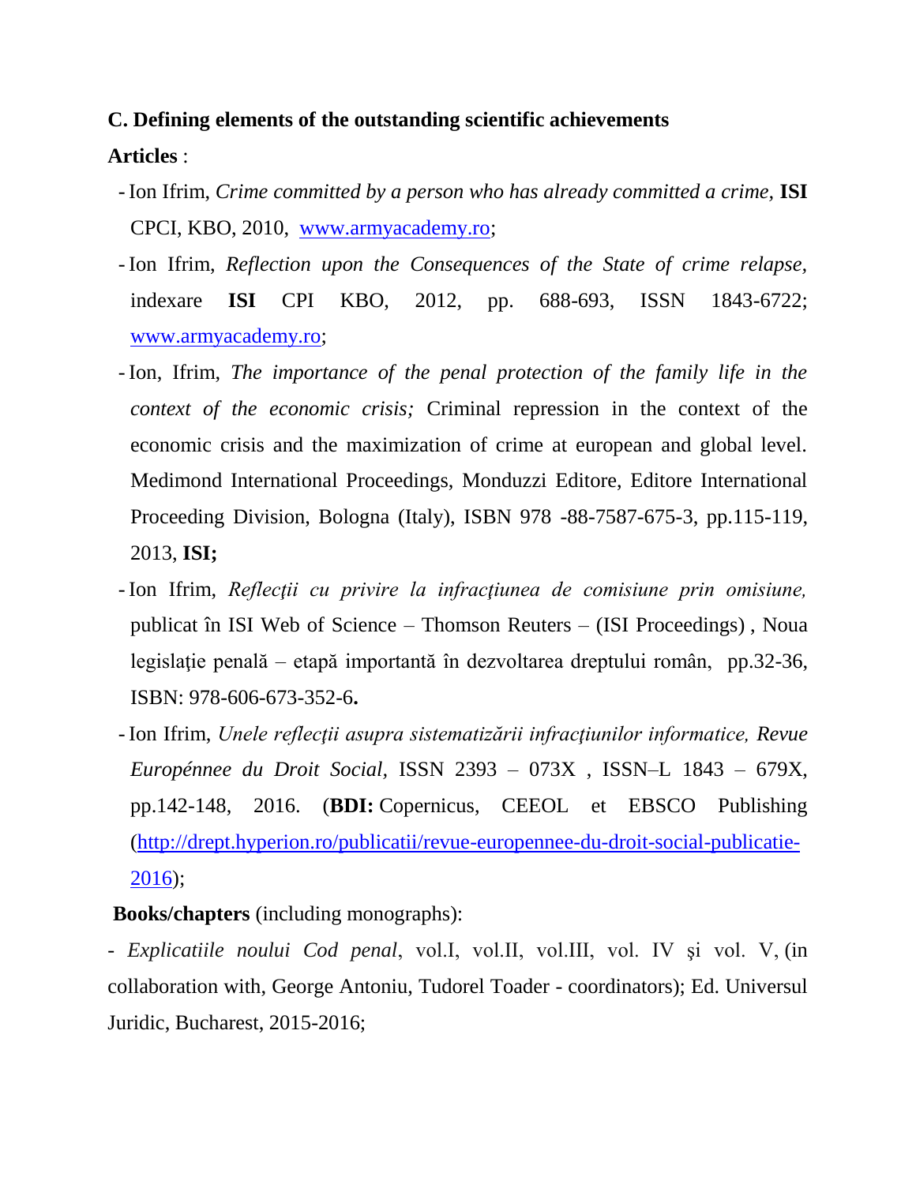**C. Defining elements of the outstanding scientific achievements**

**Articles** :

- Ion Ifrim, *Crime committed by a person who has already committed a crime,* **ISI** CPCI, KBO, 2010, www.armyacademy.ro;
- Ion Ifrim, *Reflection upon the Consequences of the State of crime relapse,* indexare **ISI** CPI KBO, 2012, pp. 688-693, ISSN 1843-6722; www.armyacademy.ro;
- Ion, Ifrim, *The importance of the penal protection of the family life in the context of the economic crisis;* Criminal repression in the context of the economic crisis and the maximization of crime at european and global level. Medimond International Proceedings, Monduzzi Editore, Editore International Proceeding Division, Bologna (Italy), ISBN 978 -88-7587-675-3, pp.115-119, 2013, **ISI;**
- Ion Ifrim, *Reflecţii cu privire la infracţiunea de comisiune prin omisiune,* publicat în ISI Web of Science – Thomson Reuters – (ISI Proceedings) , Noua legislaţie penală – etapă importantă în dezvoltarea dreptului român, pp.32-36, ISBN: 978-606-673-352-6**.**
- Ion Ifrim, *Unele reflecţii asupra sistematizării infracţiunilor informatice, Revue Européenne du Droit Social,* ISSN 2393 – 073X , ISSN–L 1843 – 679X, pp.142-148, 2016. (**BDI:** Copernicus, CEEOL et EBSCO Publishing (http://drept.hyperion.ro/publicatii/revue-europennee-du-droit-social-publicatie-2016);

**Books/chapters** (including monographs):

- *Explicatiile noului Cod penal*, vol.I, vol.II, vol.III, vol. IV şi vol. V, (in collaboration with, George Antoniu, Tudorel Toader - coordinators); Ed. Universul Juridic, Bucharest, 2015-2016;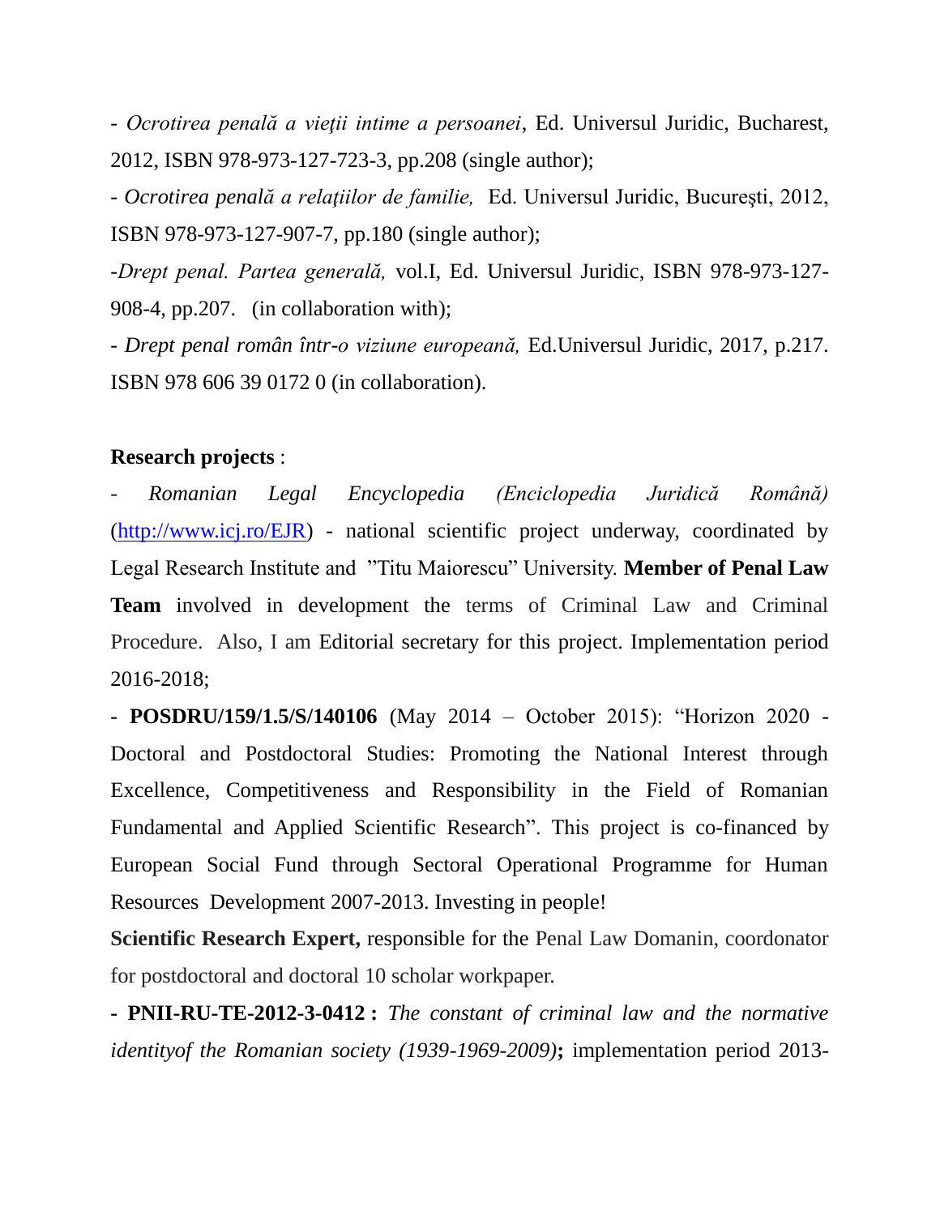- *Ocrotirea penală a vieţii intime a persoanei*, Ed. Universul Juridic, Bucharest, 2012, ISBN 978-973-127-723-3, pp.208 (single author);

- *Ocrotirea penală a relaţiilor de familie,* Ed. Universul Juridic, Bucureşti, 2012, ISBN 978-973-127-907-7, pp.180 (single author);

-*Drept penal. Partea generală,* vol.I, Ed. Universul Juridic, ISBN 978-973-127-908-4, pp.207. (in collaboration with);

- *Drept penal român într-o viziune europeană,* Ed.Universul Juridic, 2017, p.217. ISBN 978 606 39 0172 0 (in collaboration).

**Research projects** :

- *Romanian Legal Encyclopedia (Enciclopedia Juridică Română)* (http://www.icj.ro/EJR) - national scientific project underway, coordinated by Legal Research Institute and "Titu Maiorescu" University. **Member of Penal Law Team** involved in development the terms of Criminal Law and Criminal Procedure. Also, I am Editorial secretary for this project. Implementation period 2016-2018;

- **POSDRU/159/1.5/S/140106** (May 2014 – October 2015): "Horizon 2020 - Doctoral and Postdoctoral Studies: Promoting the National Interest through Excellence, Competitiveness and Responsibility in the Field of Romanian Fundamental and Applied Scientific Research". This project is co-financed by European Social Fund through Sectoral Operational Programme for Human Resources Development 2007-2013. Investing in people!

**Scientific Research Expert,** responsible for the Penal Law Domanin, coordonator for postdoctoral and doctoral 10 scholar workpaper.

**- PNII-RU-TE-2012-3-0412 :** *The constant of criminal law and the normative identityof the Romanian society (1939-1969-2009)***;** implementation period 2013-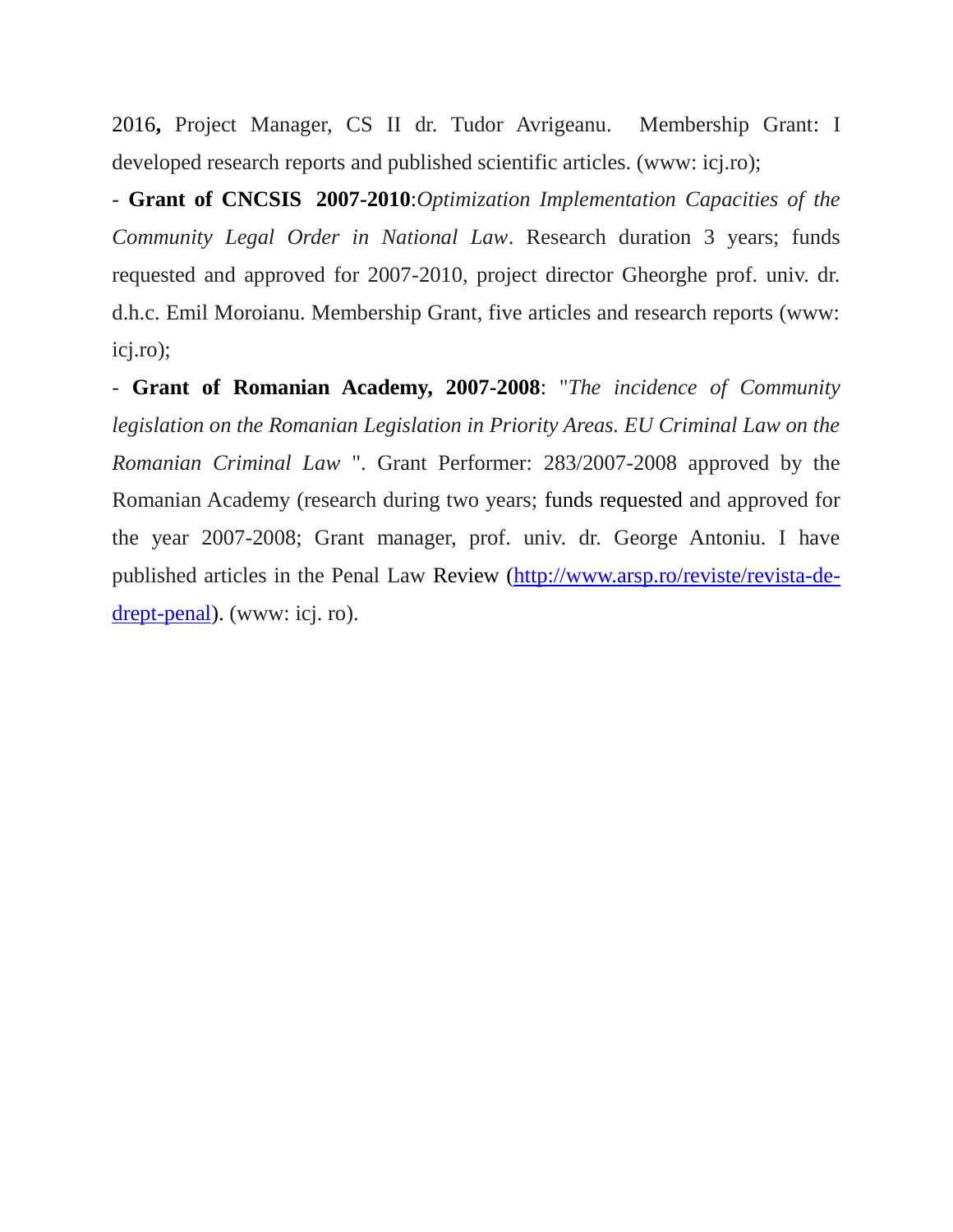2016**,** Project Manager, CS II dr. Tudor Avrigeanu. Membership Grant: I developed research reports and published scientific articles. (www: icj.ro);

- **Grant of CNCSIS 2007-2010**:*Optimization Implementation Capacities of the Community Legal Order in National Law*. Research duration 3 years; funds requested and approved for 2007-2010, project director Gheorghe prof. univ. dr. d.h.c. Emil Moroianu. Membership Grant, five articles and research reports (www: icj.ro);

- **Grant of Romanian Academy, 2007-2008**: "*The incidence of Community legislation on the Romanian Legislation in Priority Areas. EU Criminal Law on the Romanian Criminal Law* ". Grant Performer: 283/2007-2008 approved by the Romanian Academy (research during two years; funds requested and approved for the year 2007-2008; Grant manager, prof. univ. dr. George Antoniu. I have published articles in the Penal Law Review (http://www.arsp.ro/reviste/revista-de-drept-penal). (www: icj. ro).